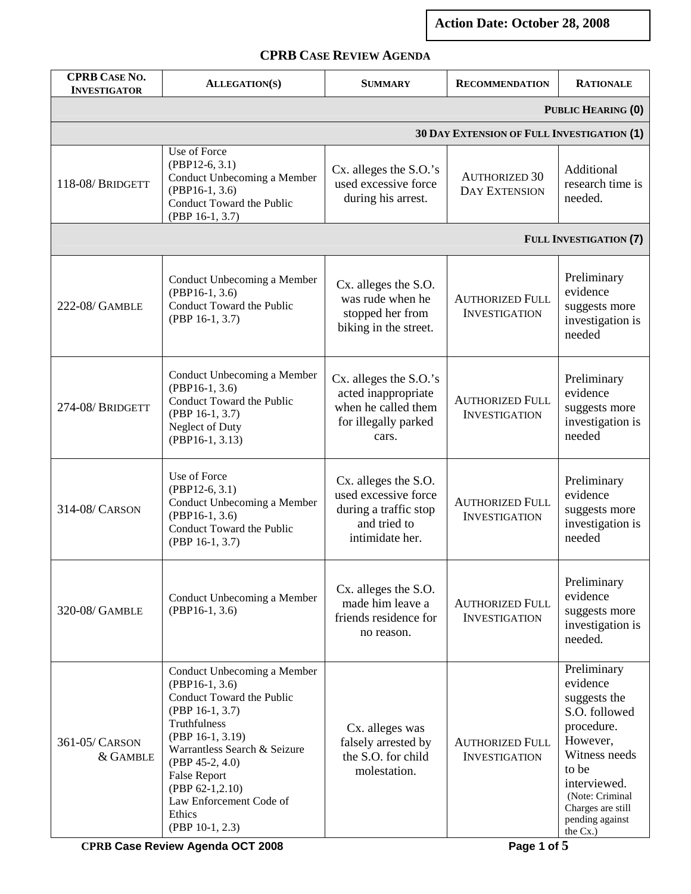**Action Date: October 28, 2008**

# CPRB Case Review Agenda

| CPRB Case No. Investigator | Allegation(s) | Summary | Recommendation | Rationale |
|---|---|---|---|---|
| | | | | **Public Hearing (0)** |
| | | | | **30 Day Extension of Full Investigation (1)** |
| 118-08/ Bridgett | Use of Force (PBP12-6, 3.1) Conduct Unbecoming a Member (PBP16-1, 3.6) Conduct Toward the Public (PBP 16-1, 3.7) | Cx. alleges the S.O.'s used excessive force during his arrest. | Authorized 30 Day Extension | Additional research time is needed. |
| | | | | **Full Investigation (7)** |
| 222-08/ Gamble | Conduct Unbecoming a Member (PBP16-1, 3.6) Conduct Toward the Public (PBP 16-1, 3.7) | Cx. alleges the S.O. was rude when he stopped her from biking in the street. | Authorized Full Investigation | Preliminary evidence suggests more investigation is needed |
| 274-08/ Bridgett | Conduct Unbecoming a Member (PBP16-1, 3.6) Conduct Toward the Public (PBP 16-1, 3.7) Neglect of Duty (PBP16-1, 3.13) | Cx. alleges the S.O.'s acted inappropriate when he called them for illegally parked cars. | Authorized Full Investigation | Preliminary evidence suggests more investigation is needed |
| 314-08/ Carson | Use of Force (PBP12-6, 3.1) Conduct Unbecoming a Member (PBP16-1, 3.6) Conduct Toward the Public (PBP 16-1, 3.7) | Cx. alleges the S.O. used excessive force during a traffic stop and tried to intimidate her. | Authorized Full Investigation | Preliminary evidence suggests more investigation is needed |
| 320-08/ Gamble | Conduct Unbecoming a Member (PBP16-1, 3.6) | Cx. alleges the S.O. made him leave a friends residence for no reason. | Authorized Full Investigation | Preliminary evidence suggests more investigation is needed. |
| 361-05/ Carson & Gamble | Conduct Unbecoming a Member (PBP16-1, 3.6) Conduct Toward the Public (PBP 16-1, 3.7) Truthfulness (PBP 16-1, 3.19) Warrantless Search & Seizure (PBP 45-2, 4.0) False Report (PBP 62-1,2.10) Law Enforcement Code of Ethics (PBP 10-1, 2.3) | Cx. alleges was falsely arrested by the S.O. for child molestation. | Authorized Full Investigation | Preliminary evidence suggests the S.O. followed procedure. However, Witness needs to be interviewed. (Note: Criminal Charges are still pending against the Cx.) |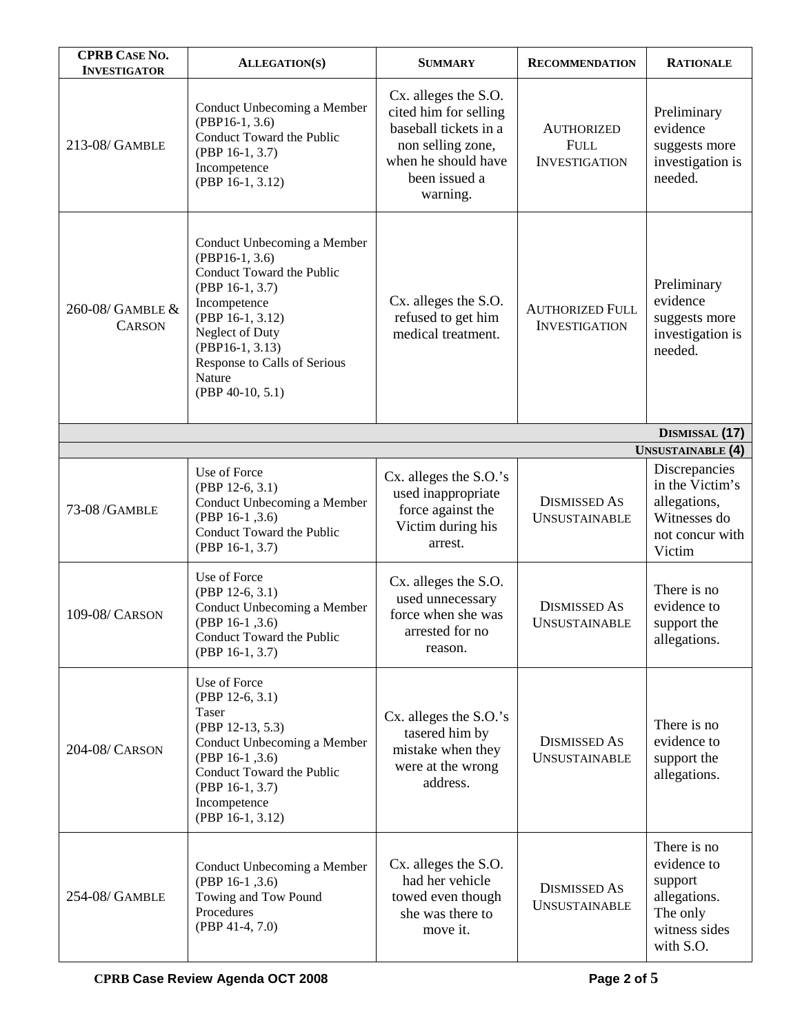| CPRB Case No. Investigator | Allegation(s) | Summary | Recommendation | Rationale |
|---|---|---|---|---|
| 213-08/ Gamble | Conduct Unbecoming a Member (PBP16-1, 3.6) Conduct Toward the Public (PBP 16-1, 3.7) Incompetence (PBP 16-1, 3.12) | Cx. alleges the S.O. cited him for selling baseball tickets in a non selling zone, when he should have been issued a warning. | Authorized Full Investigation | Preliminary evidence suggests more investigation is needed. |
| 260-08/ Gamble & Carson | Conduct Unbecoming a Member (PBP16-1, 3.6) Conduct Toward the Public (PBP 16-1, 3.7) Incompetence (PBP 16-1, 3.12) Neglect of Duty (PBP16-1, 3.13) Response to Calls of Serious Nature (PBP 40-10, 5.1) | Cx. alleges the S.O. refused to get him medical treatment. | Authorized Full Investigation | Preliminary evidence suggests more investigation is needed. |
| | | | | **Dismissal (17)** |
| | | | | **Unsustainable (4)** |
| 73-08 /Gamble | Use of Force (PBP 12-6, 3.1) Conduct Unbecoming a Member (PBP 16-1 ,3.6) Conduct Toward the Public (PBP 16-1, 3.7) | Cx. alleges the S.O.'s used inappropriate force against the Victim during his arrest. | Dismissed As Unsustainable | Discrepancies in the Victim's allegations, Witnesses do not concur with Victim |
| 109-08/ Carson | Use of Force (PBP 12-6, 3.1) Conduct Unbecoming a Member (PBP 16-1 ,3.6) Conduct Toward the Public (PBP 16-1, 3.7) | Cx. alleges the S.O. used unnecessary force when she was arrested for no reason. | Dismissed As Unsustainable | There is no evidence to support the allegations. |
| 204-08/ Carson | Use of Force (PBP 12-6, 3.1) Taser (PBP 12-13, 5.3) Conduct Unbecoming a Member (PBP 16-1 ,3.6) Conduct Toward the Public (PBP 16-1, 3.7) Incompetence (PBP 16-1, 3.12) | Cx. alleges the S.O.'s tasered him by mistake when they were at the wrong address. | Dismissed As Unsustainable | There is no evidence to support the allegations. |
| 254-08/ Gamble | Conduct Unbecoming a Member (PBP 16-1 ,3.6) Towing and Tow Pound Procedures (PBP 41-4, 7.0) | Cx. alleges the S.O. had her vehicle towed even though she was there to move it. | Dismissed As Unsustainable | There is no evidence to support allegations. The only witness sides with S.O. |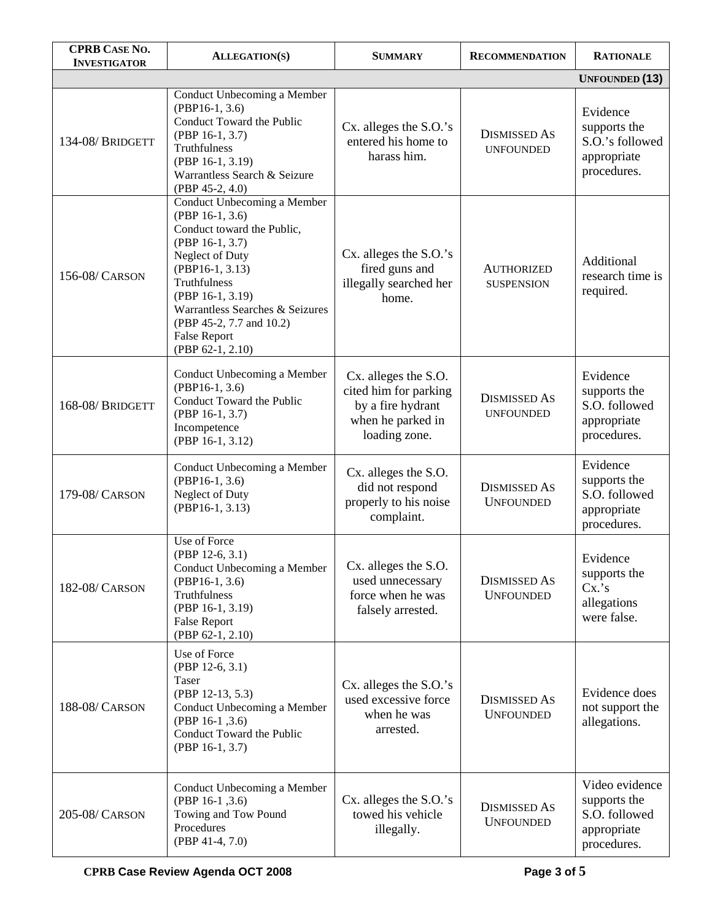| CPRB Case No. Investigator | Allegation(s) | Summary | Recommendation | Rationale |
|---|---|---|---|---|
| | | | | **Unfounded (13)** |
| 134-08/ Bridgett | Conduct Unbecoming a Member (PBP16-1, 3.6)<br>Conduct Toward the Public (PBP 16-1, 3.7)<br>Truthfulness (PBP 16-1, 3.19)<br>Warrantless Search & Seizure (PBP 45-2, 4.0) | Cx. alleges the S.O.'s entered his home to harass him. | Dismissed As Unfounded | Evidence supports the S.O.'s followed appropriate procedures. |
| 156-08/ Carson | Conduct Unbecoming a Member (PBP 16-1, 3.6)<br>Conduct toward the Public, (PBP 16-1, 3.7)<br>Neglect of Duty (PBP16-1, 3.13)<br>Truthfulness (PBP 16-1, 3.19)<br>Warrantless Searches & Seizures (PBP 45-2, 7.7 and 10.2)<br>False Report (PBP 62-1, 2.10) | Cx. alleges the S.O.'s fired guns and illegally searched her home. | Authorized Suspension | Additional research time is required. |
| 168-08/ Bridgett | Conduct Unbecoming a Member (PBP16-1, 3.6)<br>Conduct Toward the Public (PBP 16-1, 3.7)<br>Incompetence (PBP 16-1, 3.12) | Cx. alleges the S.O. cited him for parking by a fire hydrant when he parked in loading zone. | Dismissed As Unfounded | Evidence supports the S.O. followed appropriate procedures. |
| 179-08/ Carson | Conduct Unbecoming a Member (PBP16-1, 3.6)<br>Neglect of Duty (PBP16-1, 3.13) | Cx. alleges the S.O. did not respond properly to his noise complaint. | Dismissed As Unfounded | Evidence supports the S.O. followed appropriate procedures. |
| 182-08/ Carson | Use of Force (PBP 12-6, 3.1)<br>Conduct Unbecoming a Member (PBP16-1, 3.6)<br>Truthfulness (PBP 16-1, 3.19)<br>False Report (PBP 62-1, 2.10) | Cx. alleges the S.O. used unnecessary force when he was falsely arrested. | Dismissed As Unfounded | Evidence supports the Cx.'s allegations were false. |
| 188-08/ Carson | Use of Force (PBP 12-6, 3.1)<br>Taser (PBP 12-13, 5.3)<br>Conduct Unbecoming a Member (PBP 16-1 ,3.6)<br>Conduct Toward the Public (PBP 16-1, 3.7) | Cx. alleges the S.O.'s used excessive force when he was arrested. | Dismissed As Unfounded | Evidence does not support the allegations. |
| 205-08/ Carson | Conduct Unbecoming a Member (PBP 16-1 ,3.6)<br>Towing and Tow Pound Procedures (PBP 41-4, 7.0) | Cx. alleges the S.O.'s towed his vehicle illegally. | Dismissed As Unfounded | Video evidence supports the S.O. followed appropriate procedures. |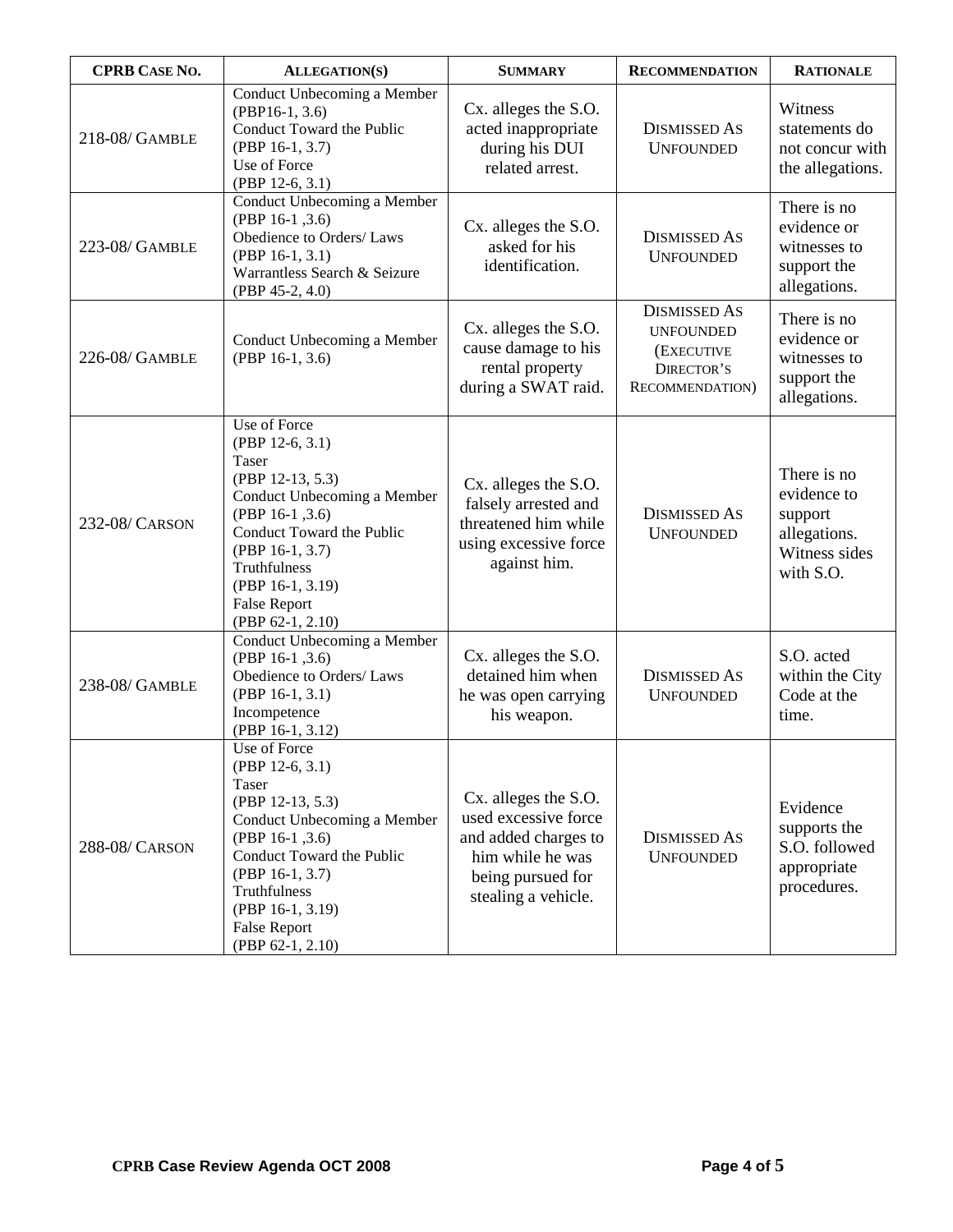| CPRB CASE NO. | ALLEGATION(S) | SUMMARY | RECOMMENDATION | RATIONALE |
|---|---|---|---|---|
| 218-08/ GAMBLE | Conduct Unbecoming a Member (PBP16-1, 3.6)<br>Conduct Toward the Public (PBP 16-1, 3.7)<br>Use of Force (PBP 12-6, 3.1) | Cx. alleges the S.O. acted inappropriate during his DUI related arrest. | DISMISSED AS UNFOUNDED | Witness statements do not concur with the allegations. |
| 223-08/ GAMBLE | Conduct Unbecoming a Member (PBP 16-1 ,3.6)<br>Obedience to Orders/ Laws (PBP 16-1, 3.1)<br>Warrantless Search & Seizure (PBP 45-2, 4.0) | Cx. alleges the S.O. asked for his identification. | DISMISSED AS UNFOUNDED | There is no evidence or witnesses to support the allegations. |
| 226-08/ GAMBLE | Conduct Unbecoming a Member (PBP 16-1, 3.6) | Cx. alleges the S.O. cause damage to his rental property during a SWAT raid. | DISMISSED AS UNFOUNDED (EXECUTIVE DIRECTOR'S RECOMMENDATION) | There is no evidence or witnesses to support the allegations. |
| 232-08/ CARSON | Use of Force (PBP 12-6, 3.1)<br>Taser (PBP 12-13, 5.3)<br>Conduct Unbecoming a Member (PBP 16-1 ,3.6)<br>Conduct Toward the Public (PBP 16-1, 3.7)<br>Truthfulness (PBP 16-1, 3.19)<br>False Report (PBP 62-1, 2.10) | Cx. alleges the S.O. falsely arrested and threatened him while using excessive force against him. | DISMISSED AS UNFOUNDED | There is no evidence to support allegations. Witness sides with S.O. |
| 238-08/ GAMBLE | Conduct Unbecoming a Member (PBP 16-1 ,3.6)<br>Obedience to Orders/ Laws (PBP 16-1, 3.1)<br>Incompetence (PBP 16-1, 3.12) | Cx. alleges the S.O. detained him when he was open carrying his weapon. | DISMISSED AS UNFOUNDED | S.O. acted within the City Code at the time. |
| 288-08/ CARSON | Use of Force (PBP 12-6, 3.1)<br>Taser (PBP 12-13, 5.3)<br>Conduct Unbecoming a Member (PBP 16-1 ,3.6)<br>Conduct Toward the Public (PBP 16-1, 3.7)<br>Truthfulness (PBP 16-1, 3.19)<br>False Report (PBP 62-1, 2.10) | Cx. alleges the S.O. used excessive force and added charges to him while he was being pursued for stealing a vehicle. | DISMISSED AS UNFOUNDED | Evidence supports the S.O. followed appropriate procedures. |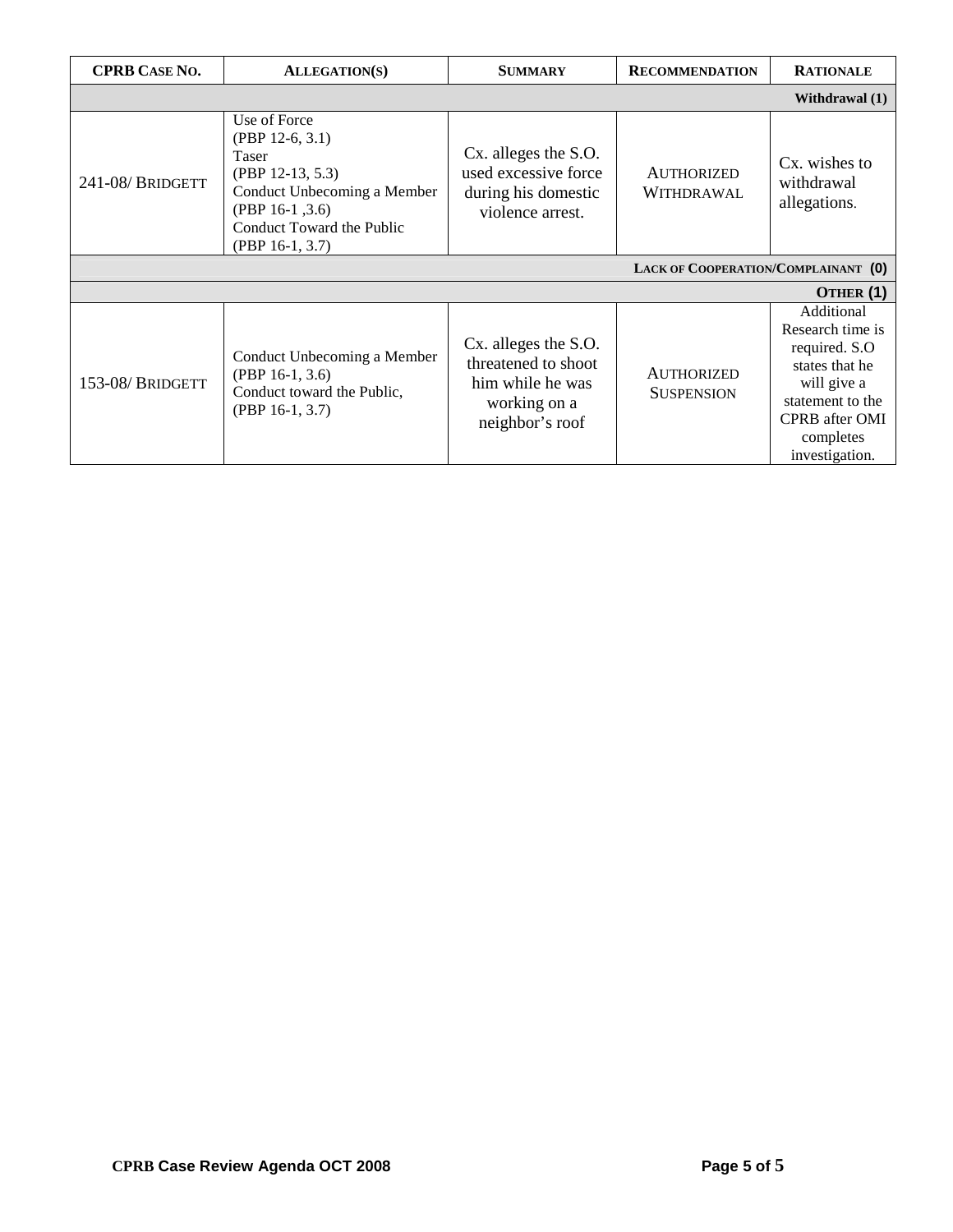| CPRB Case No. | Allegation(s) | Summary | Recommendation | Rationale |
|---|---|---|---|---|
| | | | | **Withdrawal (1)** |
| 241-08/ Bridgett | Use of Force (PBP 12-6, 3.1) Taser (PBP 12-13, 5.3) Conduct Unbecoming a Member (PBP 16-1 ,3.6) Conduct Toward the Public (PBP 16-1, 3.7) | Cx. alleges the S.O. used excessive force during his domestic violence arrest. | Authorized Withdrawal | Cx. wishes to withdrawal allegations. |
| | | | | **Lack of Cooperation/Complainant (0)** |
| | | | | **Other (1)** |
| 153-08/ Bridgett | Conduct Unbecoming a Member (PBP 16-1, 3.6) Conduct toward the Public, (PBP 16-1, 3.7) | Cx. alleges the S.O. threatened to shoot him while he was working on a neighbor's roof | Authorized Suspension | Additional Research time is required. S.O states that he will give a statement to the CPRB after OMI completes investigation. |